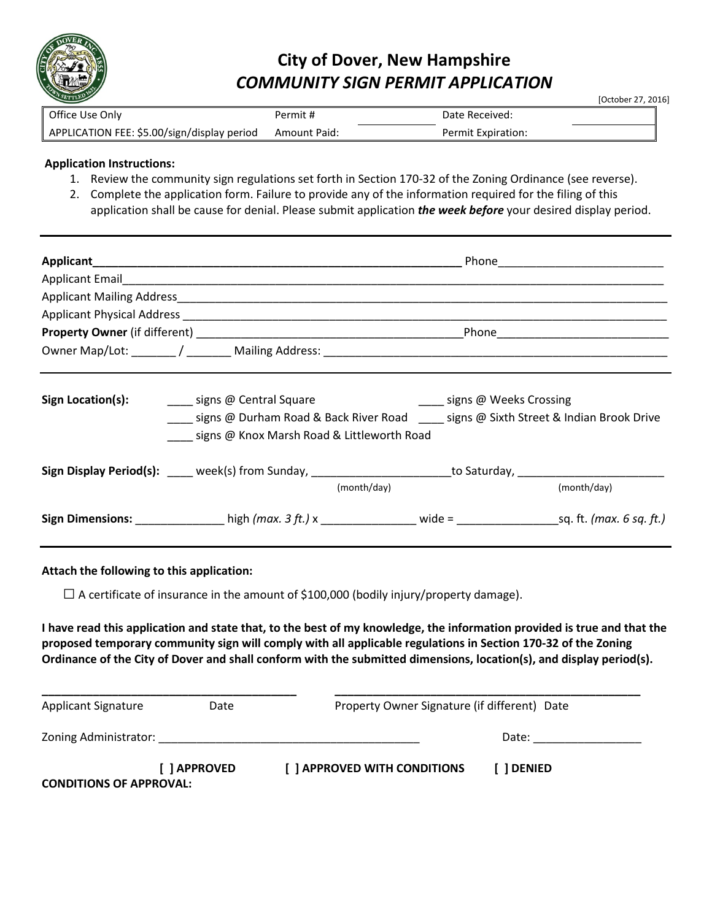# City of Dover, New Hampshire
## *COMMUNITY SIGN PERMIT APPLICATION*

[October 27, 2016]

| | | | |
|---|---|---|---|
| Office Use Only | Permit # | Date Received: | |
| APPLICATION FEE: $5.00/sign/display period | Amount Paid: | Permit Expiration: | |

**Application Instructions:**

1. Review the community sign regulations set forth in Section 170-32 of the Zoning Ordinance (see reverse).
2. Complete the application form. Failure to provide any of the information required for the filing of this application shall be cause for denial. Please submit application ***the week before*** your desired display period.

---

**Applicant**_____________________________________________ Phone_________________________

Applicant Email_________________________________________________________________________

Applicant Mailing Address_______________________________________________________________

Applicant Physical Address ______________________________________________________________

**Property Owner** (if different) ___________________________________Phone__________________________

Owner Map/Lot: _______ / _______ Mailing Address: ______________________________________________

---

**Sign Location(s):** ____ signs @ Central Square ____ signs @ Weeks Crossing

____ signs @ Durham Road & Back River Road ____ signs @ Sixth Street & Indian Brook Drive

____ signs @ Knox Marsh Road & Littleworth Road

**Sign Display Period(s):** ____ week(s) from Sunday, _____________________ to Saturday, _______________________
(month/day) (month/day)

**Sign Dimensions:** ______________ high *(max. 3 ft.)* x _______________ wide = ________________sq. ft. *(max. 6 sq. ft.)*

---

**Attach the following to this application:**

☐ A certificate of insurance in the amount of $100,000 (bodily injury/property damage).

**I have read this application and state that, to the best of my knowledge, the information provided is true and that the proposed temporary community sign will comply with all applicable regulations in Section 170-32 of the Zoning Ordinance of the City of Dover and shall conform with the submitted dimensions, location(s), and display period(s).**

_______________________________________ _______________________________________________

Applicant Signature Date Property Owner Signature (if different) Date

Zoning Administrator: ________________________________________ Date: _________________

**[ ] APPROVED [ ] APPROVED WITH CONDITIONS [ ] DENIED**

**CONDITIONS OF APPROVAL:**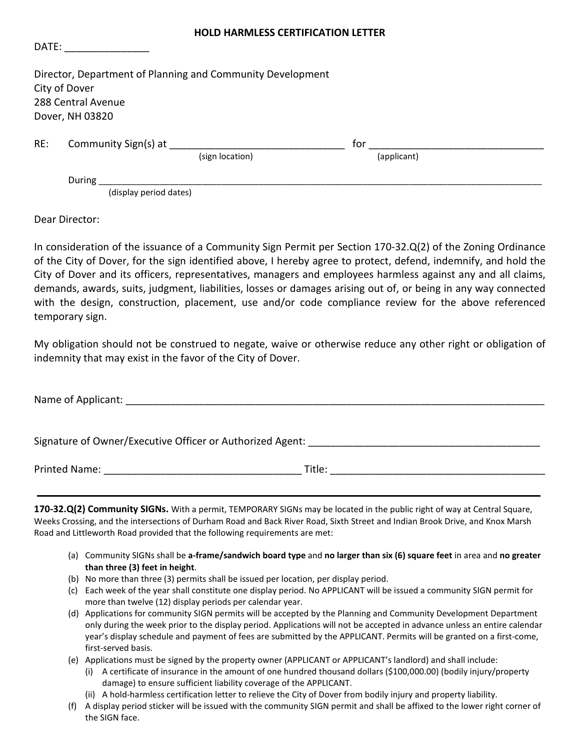# HOLD HARMLESS CERTIFICATION LETTER

DATE: _______________

Director, Department of Planning and Community Development
City of Dover
288 Central Avenue
Dover, NH 03820

RE: Community Sign(s) at ________________________________ for ________________________________
(sign location) (applicant)

During ______________________________________________________________________________________
(display period dates)

Dear Director:

In consideration of the issuance of a Community Sign Permit per Section 170-32.Q(2) of the Zoning Ordinance of the City of Dover, for the sign identified above, I hereby agree to protect, defend, indemnify, and hold the City of Dover and its officers, representatives, managers and employees harmless against any and all claims, demands, awards, suits, judgment, liabilities, losses or damages arising out of, or being in any way connected with the design, construction, placement, use and/or code compliance review for the above referenced temporary sign.

My obligation should not be construed to negate, waive or otherwise reduce any other right or obligation of indemnity that may exist in the favor of the City of Dover.

Name of Applicant: ______________________________________________________________________________

Signature of Owner/Executive Officer or Authorized Agent: __________________________________________

Printed Name: ____________________________________ Title: ______________________________________

---

**170-32.Q(2) Community SIGNs.** With a permit, TEMPORARY SIGNs may be located in the public right of way at Central Square, Weeks Crossing, and the intersections of Durham Road and Back River Road, Sixth Street and Indian Brook Drive, and Knox Marsh Road and Littleworth Road provided that the following requirements are met:

(a) Community SIGNs shall be **a-frame/sandwich board type** and **no larger than six (6) square feet** in area and **no greater than three (3) feet in height**.
(b) No more than three (3) permits shall be issued per location, per display period.
(c) Each week of the year shall constitute one display period. No APPLICANT will be issued a community SIGN permit for more than twelve (12) display periods per calendar year.
(d) Applications for community SIGN permits will be accepted by the Planning and Community Development Department only during the week prior to the display period. Applications will not be accepted in advance unless an entire calendar year's display schedule and payment of fees are submitted by the APPLICANT. Permits will be granted on a first-come, first-served basis.
(e) Applications must be signed by the property owner (APPLICANT or APPLICANT's landlord) and shall include:
  (i) A certificate of insurance in the amount of one hundred thousand dollars ($100,000.00) (bodily injury/property damage) to ensure sufficient liability coverage of the APPLICANT.
  (ii) A hold-harmless certification letter to relieve the City of Dover from bodily injury and property liability.
(f) A display period sticker will be issued with the community SIGN permit and shall be affixed to the lower right corner of the SIGN face.